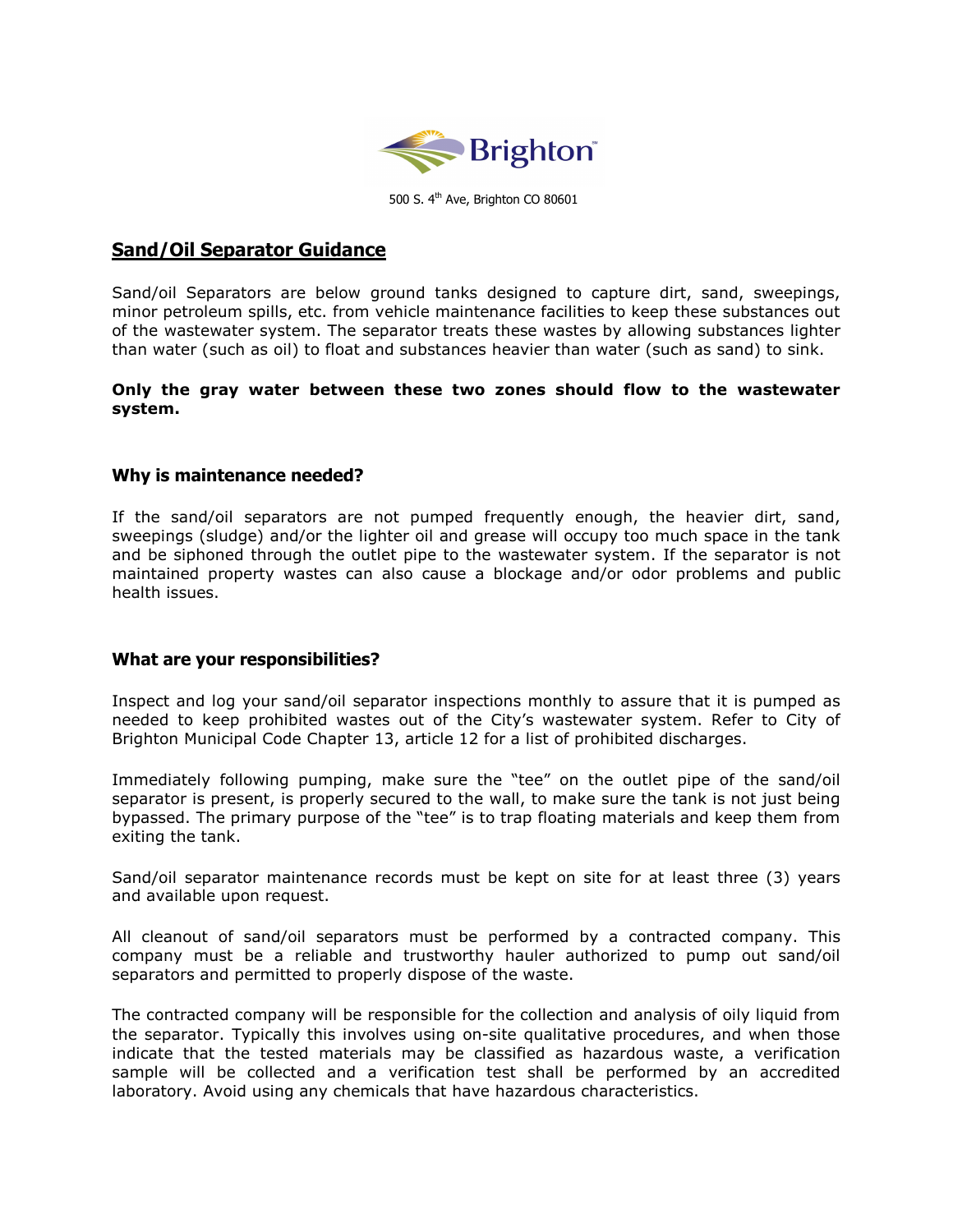Brighton

500 S. 4th Ave, Brighton CO 80601

# Sand/Oil Separator Guidance

Sand/oil Separators are below ground tanks designed to capture dirt, sand, sweepings, minor petroleum spills, etc. from vehicle maintenance facilities to keep these substances out of the wastewater system. The separator treats these wastes by allowing substances lighter than water (such as oil) to float and substances heavier than water (such as sand) to sink.

**Only the gray water between these two zones should flow to the wastewater system.**

### Why is maintenance needed?

If the sand/oil separators are not pumped frequently enough, the heavier dirt, sand, sweepings (sludge) and/or the lighter oil and grease will occupy too much space in the tank and be siphoned through the outlet pipe to the wastewater system. If the separator is not maintained property wastes can also cause a blockage and/or odor problems and public health issues.

### What are your responsibilities?

Inspect and log your sand/oil separator inspections monthly to assure that it is pumped as needed to keep prohibited wastes out of the City's wastewater system. Refer to City of Brighton Municipal Code Chapter 13, article 12 for a list of prohibited discharges.

Immediately following pumping, make sure the "tee" on the outlet pipe of the sand/oil separator is present, is properly secured to the wall, to make sure the tank is not just being bypassed. The primary purpose of the "tee" is to trap floating materials and keep them from exiting the tank.

Sand/oil separator maintenance records must be kept on site for at least three (3) years and available upon request.

All cleanout of sand/oil separators must be performed by a contracted company. This company must be a reliable and trustworthy hauler authorized to pump out sand/oil separators and permitted to properly dispose of the waste.

The contracted company will be responsible for the collection and analysis of oily liquid from the separator. Typically this involves using on-site qualitative procedures, and when those indicate that the tested materials may be classified as hazardous waste, a verification sample will be collected and a verification test shall be performed by an accredited laboratory. Avoid using any chemicals that have hazardous characteristics.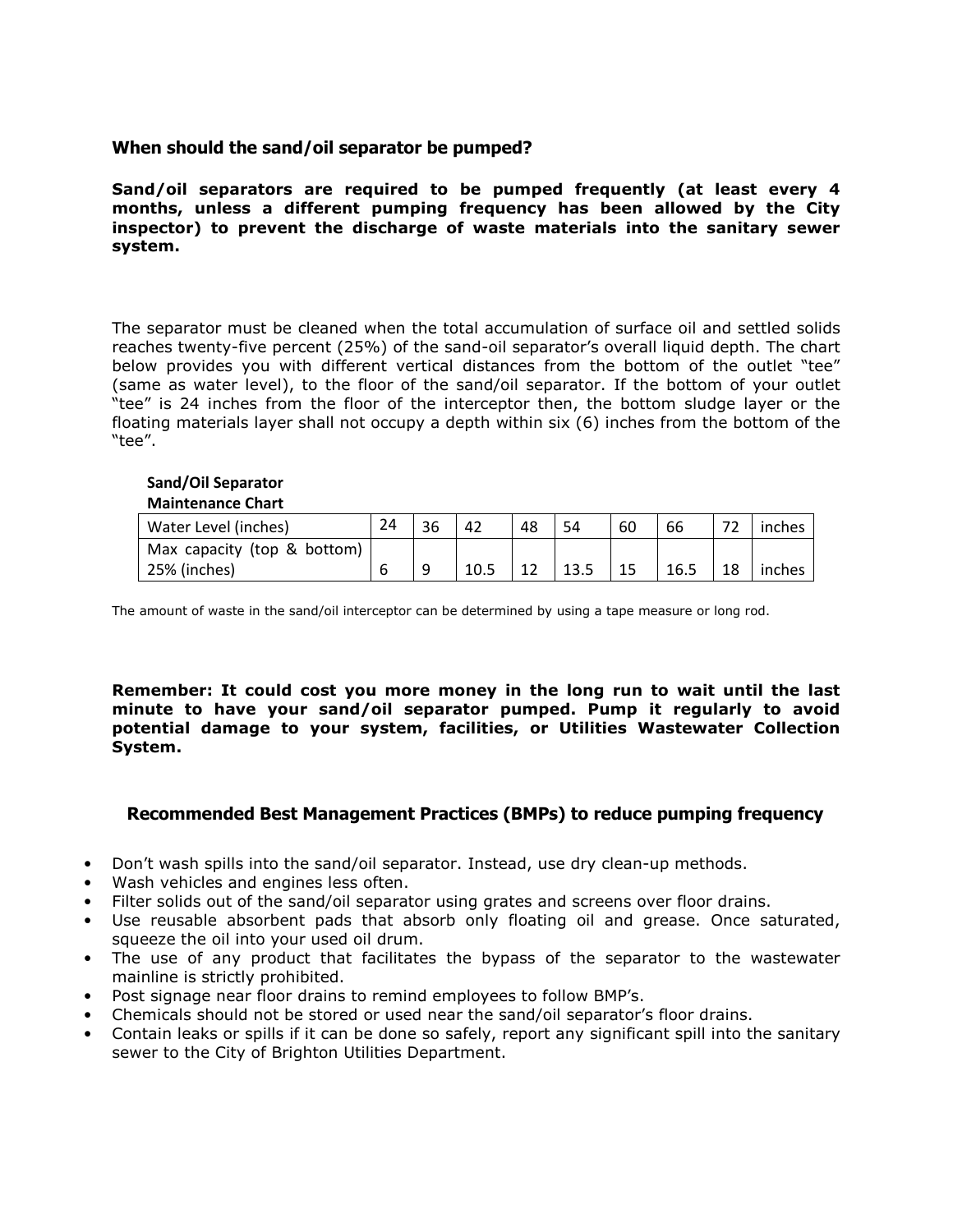### When should the sand/oil separator be pumped?

**Sand/oil separators are required to be pumped frequently (at least every 4 months, unless a different pumping frequency has been allowed by the City inspector) to prevent the discharge of waste materials into the sanitary sewer system.**

The separator must be cleaned when the total accumulation of surface oil and settled solids reaches twenty-five percent (25%) of the sand-oil separator's overall liquid depth. The chart below provides you with different vertical distances from the bottom of the outlet "tee" (same as water level), to the floor of the sand/oil separator. If the bottom of your outlet "tee" is 24 inches from the floor of the interceptor then, the bottom sludge layer or the floating materials layer shall not occupy a depth within six (6) inches from the bottom of the "tee".

**Sand/Oil Separator Maintenance Chart**

| Water Level (inches) | 24 | 36 | 42 | 48 | 54 | 60 | 66 | 72 | inches |
|---|---|---|---|---|---|---|---|---|---|
| Max capacity (top & bottom) 25% (inches) | 6 | 9 | 10.5 | 12 | 13.5 | 15 | 16.5 | 18 | inches |

The amount of waste in the sand/oil interceptor can be determined by using a tape measure or long rod.

**Remember: It could cost you more money in the long run to wait until the last minute to have your sand/oil separator pumped. Pump it regularly to avoid potential damage to your system, facilities, or Utilities Wastewater Collection System.**

### Recommended Best Management Practices (BMPs) to reduce pumping frequency

- Don't wash spills into the sand/oil separator. Instead, use dry clean-up methods.
- Wash vehicles and engines less often.
- Filter solids out of the sand/oil separator using grates and screens over floor drains.
- Use reusable absorbent pads that absorb only floating oil and grease. Once saturated, squeeze the oil into your used oil drum.
- The use of any product that facilitates the bypass of the separator to the wastewater mainline is strictly prohibited.
- Post signage near floor drains to remind employees to follow BMP's.
- Chemicals should not be stored or used near the sand/oil separator's floor drains.
- Contain leaks or spills if it can be done so safely, report any significant spill into the sanitary sewer to the City of Brighton Utilities Department.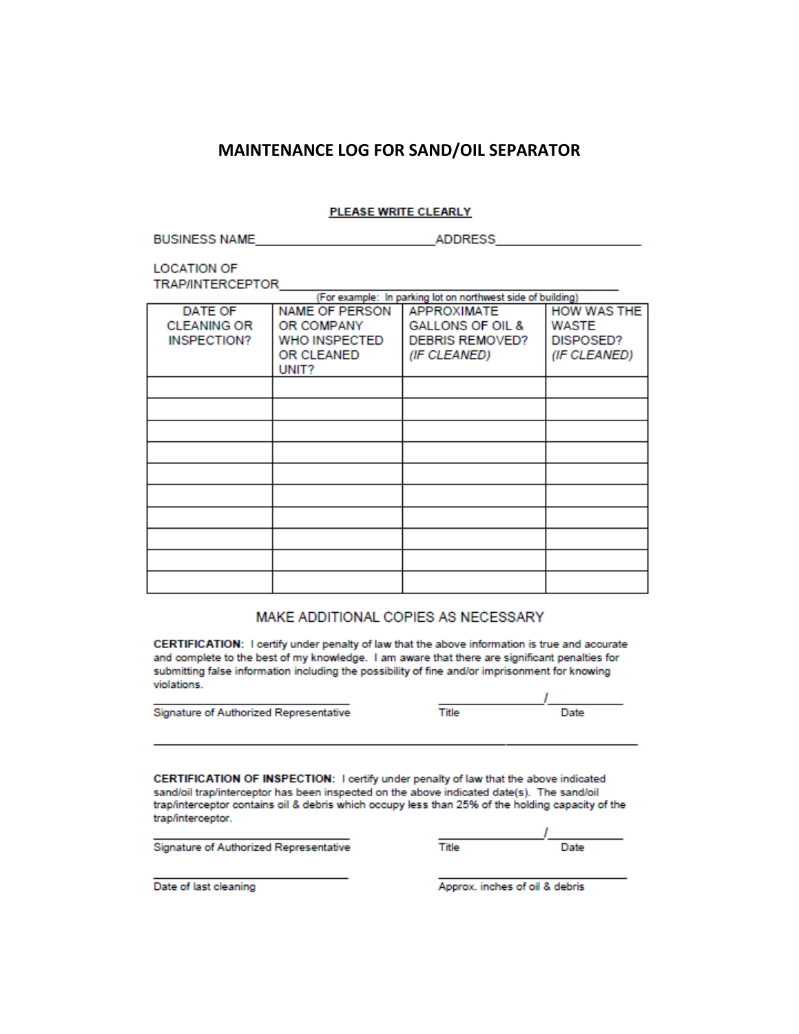# MAINTENANCE LOG FOR SAND/OIL SEPARATOR

**PLEASE WRITE CLEARLY**

BUSINESS NAME_______________________ADDRESS___________________

LOCATION OF TRAP/INTERCEPTOR_____________________________________________
(For example: In parking lot on northwest side of building)

| DATE OF CLEANING OR INSPECTION? | NAME OF PERSON OR COMPANY WHO INSPECTED OR CLEANED UNIT? | APPROXIMATE GALLONS OF OIL & DEBRIS REMOVED? *(IF CLEANED)* | HOW WAS THE WASTE DISPOSED? *(IF CLEANED)* |
|---|---|---|---|
| | | | |
| | | | |
| | | | |
| | | | |
| | | | |
| | | | |
| | | | |
| | | | |
| | | | |
| | | | |

MAKE ADDITIONAL COPIES AS NECESSARY

**CERTIFICATION:** I certify under penalty of law that the above information is true and accurate and complete to the best of my knowledge. I am aware that there are significant penalties for submitting false information including the possibility of fine and/or imprisonment for knowing violations.

_____________________________ ______________/__________

Signature of Authorized Representative Title Date

**CERTIFICATION OF INSPECTION:** I certify under penalty of law that the above indicated sand/oil trap/interceptor has been inspected on the above indicated date(s). The sand/oil trap/interceptor contains oil & debris which occupy less than 25% of the holding capacity of the trap/interceptor.

_____________________________ ______________/__________

Signature of Authorized Representative Title Date

_____________________________ _________________________

Date of last cleaning Approx. inches of oil & debris